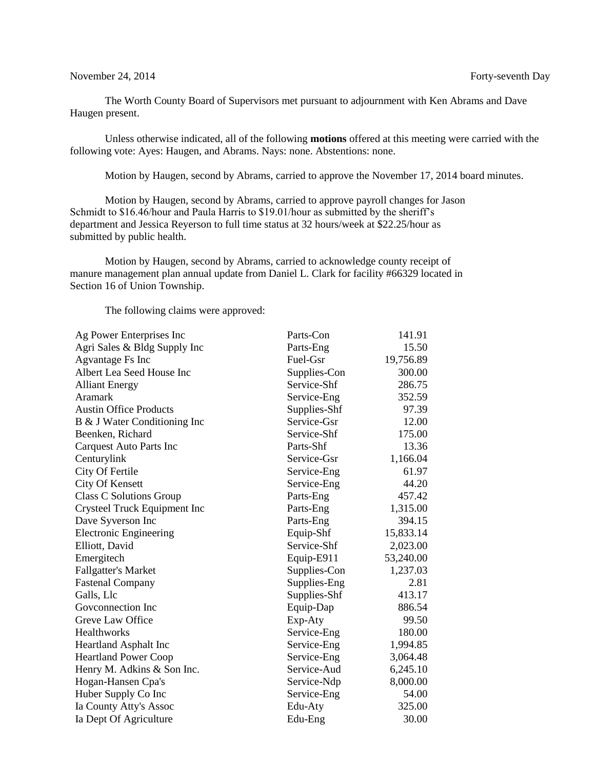November 24, 2014 Forty-seventh Day

The Worth County Board of Supervisors met pursuant to adjournment with Ken Abrams and Dave Haugen present.

Unless otherwise indicated, all of the following **motions** offered at this meeting were carried with the following vote: Ayes: Haugen, and Abrams. Nays: none. Abstentions: none.

Motion by Haugen, second by Abrams, carried to approve the November 17, 2014 board minutes.

Motion by Haugen, second by Abrams, carried to approve payroll changes for Jason Schmidt to $16.46/hour and Paula Harris to $19.01/hour as submitted by the sheriff's department and Jessica Reyerson to full time status at 32 hours/week at $22.25/hour as submitted by public health.

Motion by Haugen, second by Abrams, carried to acknowledge county receipt of manure management plan annual update from Daniel L. Clark for facility #66329 located in Section 16 of Union Township.

The following claims were approved:

| | | |
|---|---|---|
| Ag Power Enterprises Inc | Parts-Con | 141.91 |
| Agri Sales & Bldg Supply Inc | Parts-Eng | 15.50 |
| Agvantage Fs Inc | Fuel-Gsr | 19,756.89 |
| Albert Lea Seed House Inc | Supplies-Con | 300.00 |
| Alliant Energy | Service-Shf | 286.75 |
| Aramark | Service-Eng | 352.59 |
| Austin Office Products | Supplies-Shf | 97.39 |
| B & J Water Conditioning Inc | Service-Gsr | 12.00 |
| Beenken, Richard | Service-Shf | 175.00 |
| Carquest Auto Parts Inc | Parts-Shf | 13.36 |
| Centurylink | Service-Gsr | 1,166.04 |
| City Of Fertile | Service-Eng | 61.97 |
| City Of Kensett | Service-Eng | 44.20 |
| Class C Solutions Group | Parts-Eng | 457.42 |
| Crysteel Truck Equipment Inc | Parts-Eng | 1,315.00 |
| Dave Syverson Inc | Parts-Eng | 394.15 |
| Electronic Engineering | Equip-Shf | 15,833.14 |
| Elliott, David | Service-Shf | 2,023.00 |
| Emergitech | Equip-E911 | 53,240.00 |
| Fallgatter's Market | Supplies-Con | 1,237.03 |
| Fastenal Company | Supplies-Eng | 2.81 |
| Galls, Llc | Supplies-Shf | 413.17 |
| Govconnection Inc | Equip-Dap | 886.54 |
| Greve Law Office | Exp-Aty | 99.50 |
| Healthworks | Service-Eng | 180.00 |
| Heartland Asphalt Inc | Service-Eng | 1,994.85 |
| Heartland Power Coop | Service-Eng | 3,064.48 |
| Henry M. Adkins & Son Inc. | Service-Aud | 6,245.10 |
| Hogan-Hansen Cpa's | Service-Ndp | 8,000.00 |
| Huber Supply Co Inc | Service-Eng | 54.00 |
| Ia County Atty's Assoc | Edu-Aty | 325.00 |
| Ia Dept Of Agriculture | Edu-Eng | 30.00 |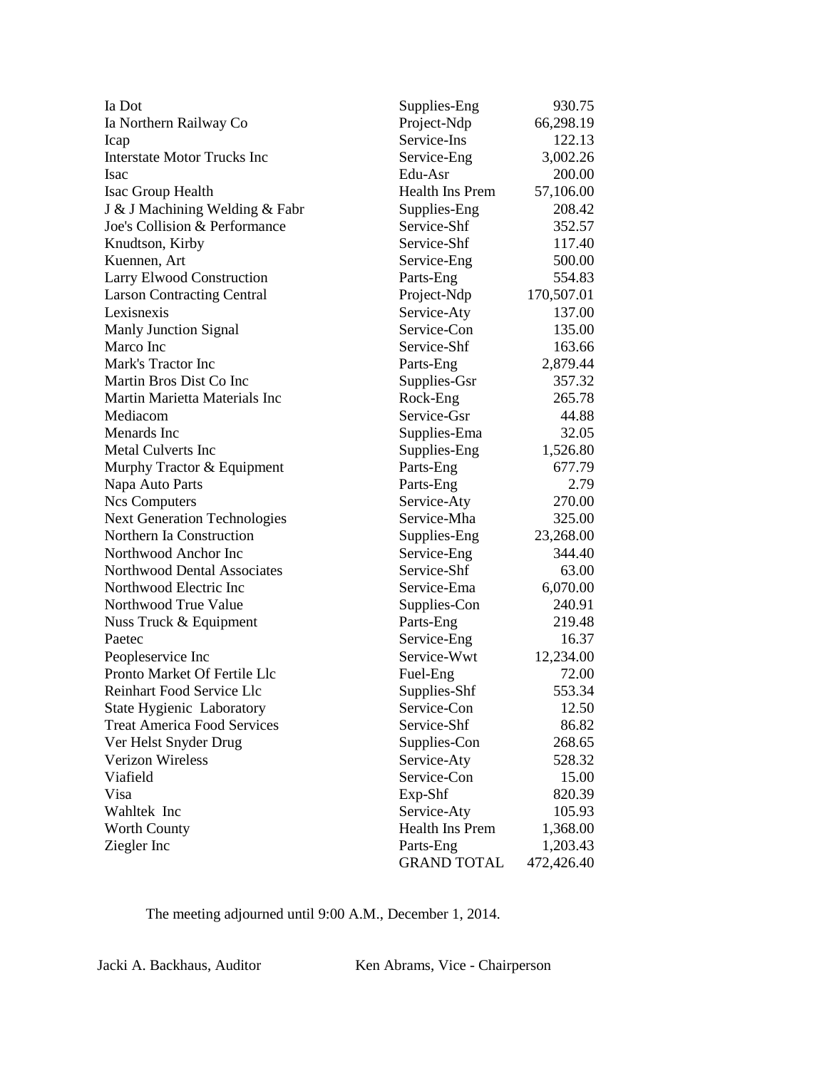| | | |
|---|---|---|
| Ia Dot | Supplies-Eng | 930.75 |
| Ia Northern Railway Co | Project-Ndp | 66,298.19 |
| Icap | Service-Ins | 122.13 |
| Interstate Motor Trucks Inc | Service-Eng | 3,002.26 |
| Isac | Edu-Asr | 200.00 |
| Isac Group Health | Health Ins Prem | 57,106.00 |
| J & J Machining Welding & Fabr | Supplies-Eng | 208.42 |
| Joe's Collision & Performance | Service-Shf | 352.57 |
| Knudtson, Kirby | Service-Shf | 117.40 |
| Kuennen, Art | Service-Eng | 500.00 |
| Larry Elwood Construction | Parts-Eng | 554.83 |
| Larson Contracting Central | Project-Ndp | 170,507.01 |
| Lexisnexis | Service-Aty | 137.00 |
| Manly Junction Signal | Service-Con | 135.00 |
| Marco Inc | Service-Shf | 163.66 |
| Mark's Tractor Inc | Parts-Eng | 2,879.44 |
| Martin Bros Dist Co Inc | Supplies-Gsr | 357.32 |
| Martin Marietta Materials Inc | Rock-Eng | 265.78 |
| Mediacom | Service-Gsr | 44.88 |
| Menards Inc | Supplies-Ema | 32.05 |
| Metal Culverts Inc | Supplies-Eng | 1,526.80 |
| Murphy Tractor & Equipment | Parts-Eng | 677.79 |
| Napa Auto Parts | Parts-Eng | 2.79 |
| Ncs Computers | Service-Aty | 270.00 |
| Next Generation Technologies | Service-Mha | 325.00 |
| Northern Ia Construction | Supplies-Eng | 23,268.00 |
| Northwood Anchor Inc | Service-Eng | 344.40 |
| Northwood Dental Associates | Service-Shf | 63.00 |
| Northwood Electric Inc | Service-Ema | 6,070.00 |
| Northwood True Value | Supplies-Con | 240.91 |
| Nuss Truck & Equipment | Parts-Eng | 219.48 |
| Paetec | Service-Eng | 16.37 |
| Peopleservice Inc | Service-Wwt | 12,234.00 |
| Pronto Market Of Fertile Llc | Fuel-Eng | 72.00 |
| Reinhart Food Service Llc | Supplies-Shf | 553.34 |
| State Hygienic Laboratory | Service-Con | 12.50 |
| Treat America Food Services | Service-Shf | 86.82 |
| Ver Helst Snyder Drug | Supplies-Con | 268.65 |
| Verizon Wireless | Service-Aty | 528.32 |
| Viafield | Service-Con | 15.00 |
| Visa | Exp-Shf | 820.39 |
| Wahltek Inc | Service-Aty | 105.93 |
| Worth County | Health Ins Prem | 1,368.00 |
| Ziegler Inc | Parts-Eng | 1,203.43 |
| | GRAND TOTAL | 472,426.40 |

The meeting adjourned until 9:00 A.M., December 1, 2014.

Jacki A. Backhaus, Auditor　　　　Ken Abrams, Vice - Chairperson